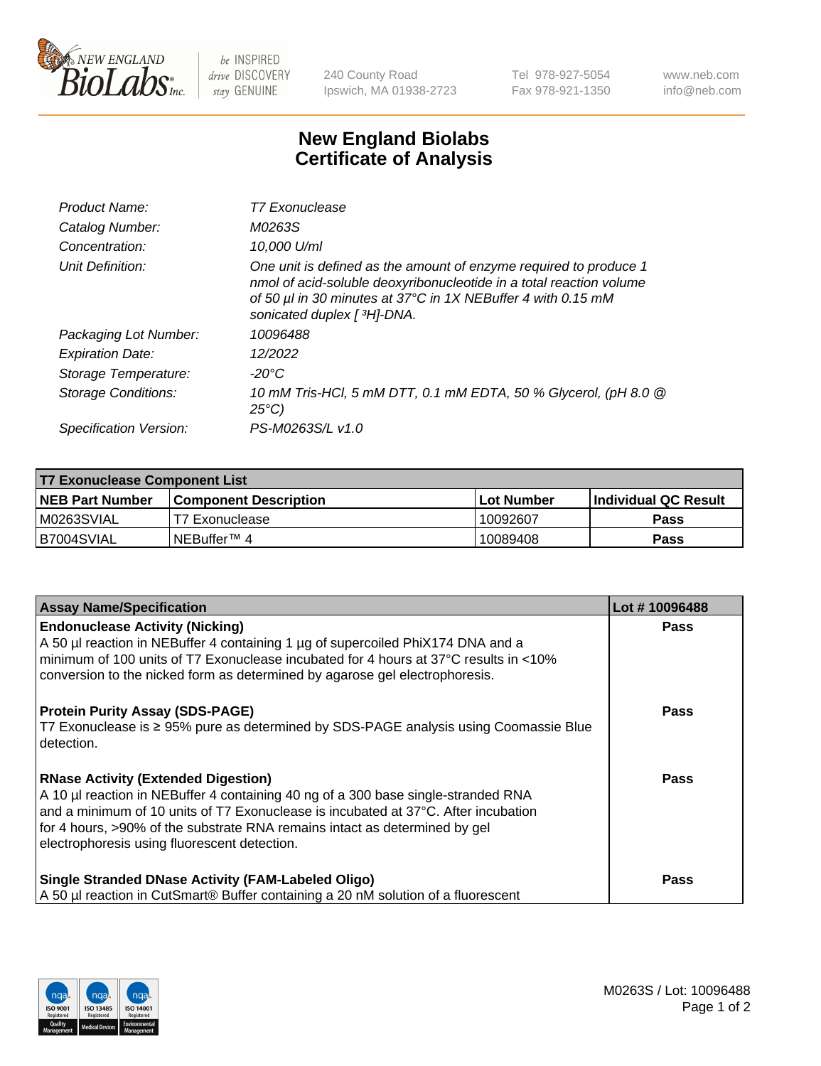# New England Biolabs
## Certificate of Analysis

| | |
|---|---|
| *Product Name:* | *T7 Exonuclease* |
| *Catalog Number:* | *M0263S* |
| *Concentration:* | *10,000 U/ml* |
| *Unit Definition:* | *One unit is defined as the amount of enzyme required to produce 1 nmol of acid-soluble deoxyribonucleotide in a total reaction volume of 50 µl in 30 minutes at 37°C in 1X NEBuffer 4 with 0.15 mM sonicated duplex [ $^3$H]-DNA.* |
| *Packaging Lot Number:* | *10096488* |
| *Expiration Date:* | *12/2022* |
| *Storage Temperature:* | *-20°C* |
| *Storage Conditions:* | *10 mM Tris-HCl, 5 mM DTT, 0.1 mM EDTA, 50 % Glycerol, (pH 8.0 @ 25°C)* |
| *Specification Version:* | *PS-M0263S/L v1.0* |

| T7 Exonuclease Component List | | | |
|---|---|---|---|
| **NEB Part Number** | **Component Description** | **Lot Number** | **Individual QC Result** |
| M0263SVIAL | T7 Exonuclease | 10092607 | **Pass** |
| B7004SVIAL | NEBuffer™ 4 | 10089408 | **Pass** |

| Assay Name/Specification | Lot # 10096488 |
|---|---|
| **Endonuclease Activity (Nicking)**<br>A 50 µl reaction in NEBuffer 4 containing 1 µg of supercoiled PhiX174 DNA and a minimum of 100 units of T7 Exonuclease incubated for 4 hours at 37°C results in <10% conversion to the nicked form as determined by agarose gel electrophoresis. | **Pass** |
| **Protein Purity Assay (SDS-PAGE)**<br>T7 Exonuclease is ≥ 95% pure as determined by SDS-PAGE analysis using Coomassie Blue detection. | **Pass** |
| **RNase Activity (Extended Digestion)**<br>A 10 µl reaction in NEBuffer 4 containing 40 ng of a 300 base single-stranded RNA and a minimum of 10 units of T7 Exonuclease is incubated at 37°C. After incubation for 4 hours, >90% of the substrate RNA remains intact as determined by gel electrophoresis using fluorescent detection. | **Pass** |
| **Single Stranded DNase Activity (FAM-Labeled Oligo)**<br>A 50 µl reaction in CutSmart® Buffer containing a 20 nM solution of a fluorescent | **Pass** |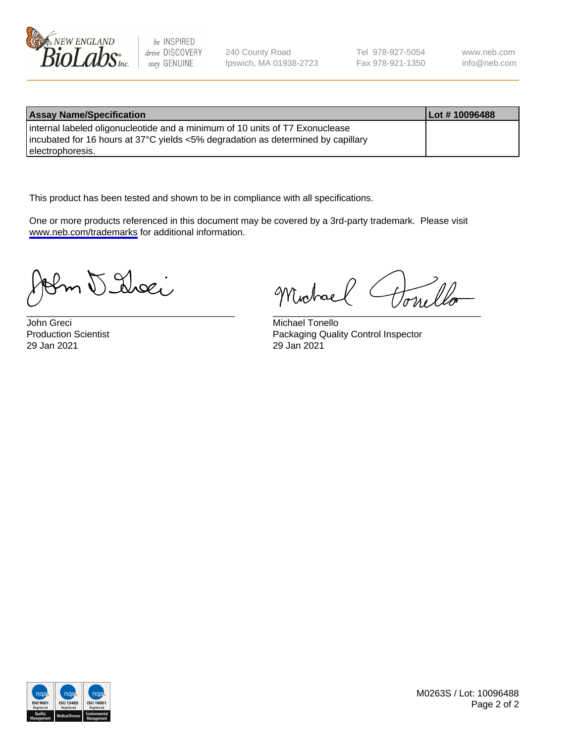| Assay Name/Specification | Lot # 10096488 |
| --- | --- |
| internal labeled oligonucleotide and a minimum of 10 units of T7 Exonuclease incubated for 16 hours at 37°C yields <5% degradation as determined by capillary electrophoresis. | |

This product has been tested and shown to be in compliance with all specifications.

One or more products referenced in this document may be covered by a 3rd-party trademark. Please visit www.neb.com/trademarks for additional information.

John Greci
Production Scientist
29 Jan 2021

Michael Tonello
Packaging Quality Control Inspector
29 Jan 2021

M0263S / Lot: 10096488